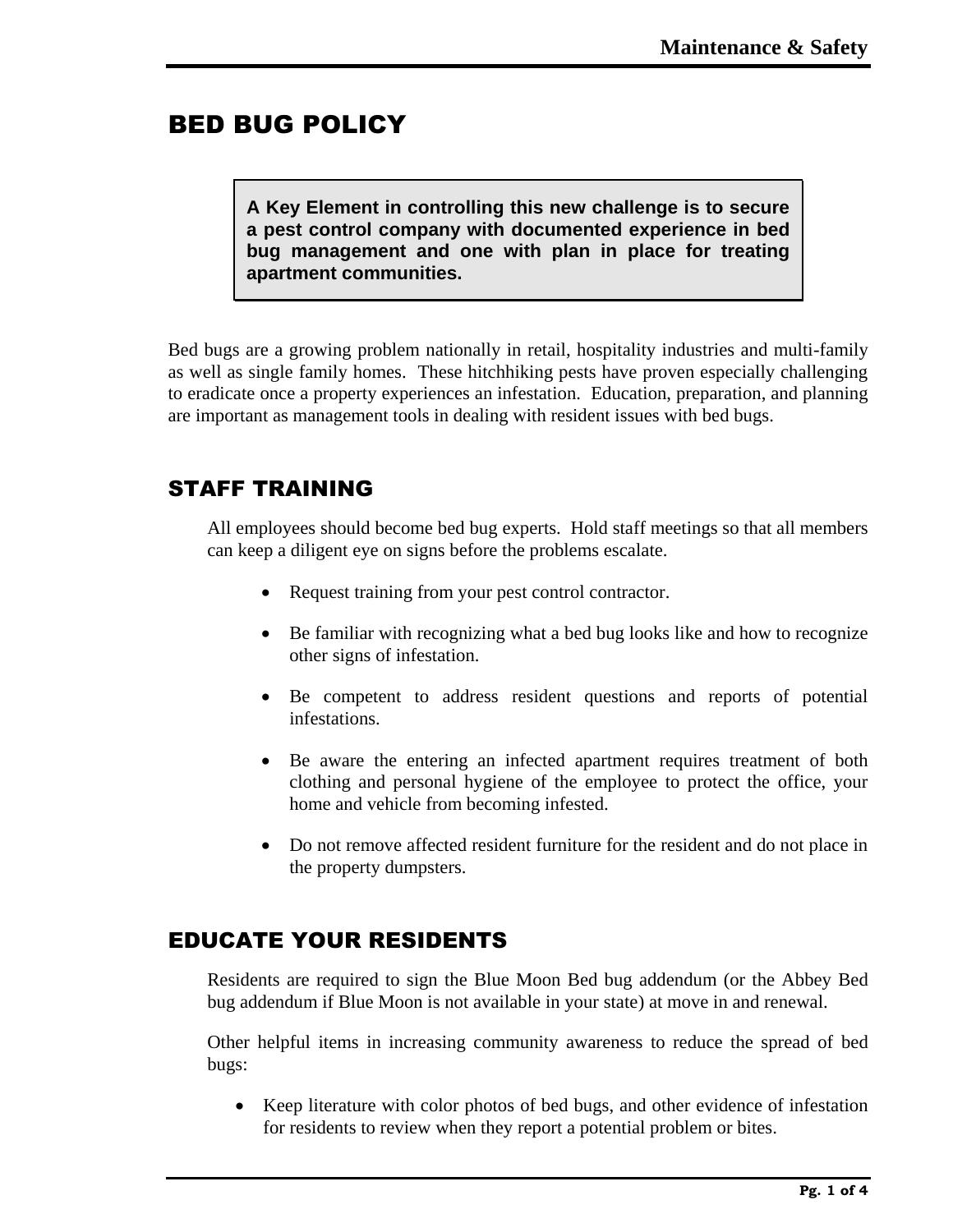# BED BUG POLICY

> **A Key Element in controlling this new challenge is to secure a pest control company with documented experience in bed bug management and one with plan in place for treating apartment communities.**

Bed bugs are a growing problem nationally in retail, hospitality industries and multi-family as well as single family homes. These hitchhiking pests have proven especially challenging to eradicate once a property experiences an infestation. Education, preparation, and planning are important as management tools in dealing with resident issues with bed bugs.

## STAFF TRAINING

All employees should become bed bug experts. Hold staff meetings so that all members can keep a diligent eye on signs before the problems escalate.

- Request training from your pest control contractor.
- Be familiar with recognizing what a bed bug looks like and how to recognize other signs of infestation.
- Be competent to address resident questions and reports of potential infestations.
- Be aware the entering an infected apartment requires treatment of both clothing and personal hygiene of the employee to protect the office, your home and vehicle from becoming infested.
- Do not remove affected resident furniture for the resident and do not place in the property dumpsters.

## EDUCATE YOUR RESIDENTS

Residents are required to sign the Blue Moon Bed bug addendum (or the Abbey Bed bug addendum if Blue Moon is not available in your state) at move in and renewal.

Other helpful items in increasing community awareness to reduce the spread of bed bugs:

- Keep literature with color photos of bed bugs, and other evidence of infestation for residents to review when they report a potential problem or bites.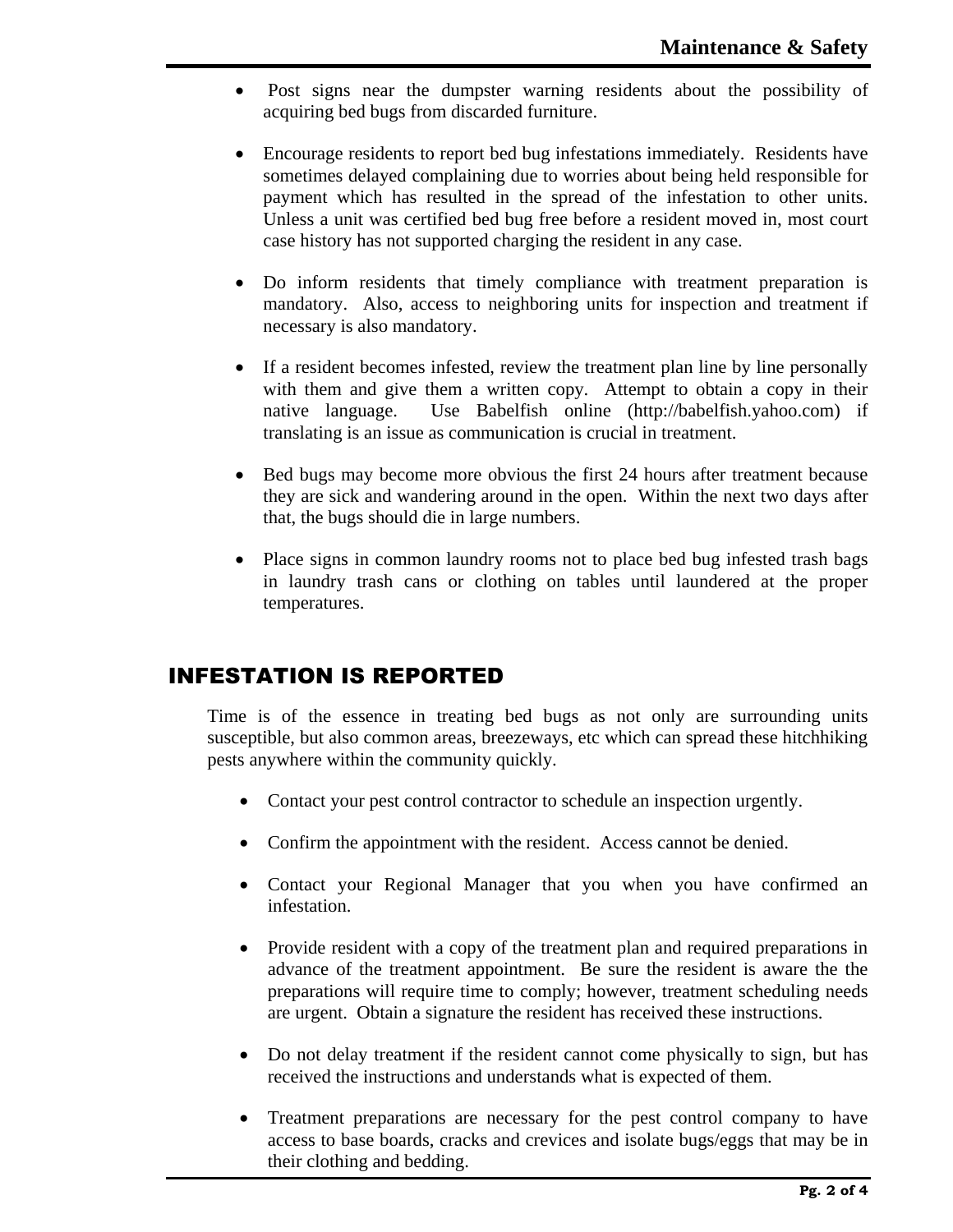- Post signs near the dumpster warning residents about the possibility of acquiring bed bugs from discarded furniture.

- Encourage residents to report bed bug infestations immediately. Residents have sometimes delayed complaining due to worries about being held responsible for payment which has resulted in the spread of the infestation to other units. Unless a unit was certified bed bug free before a resident moved in, most court case history has not supported charging the resident in any case.

- Do inform residents that timely compliance with treatment preparation is mandatory. Also, access to neighboring units for inspection and treatment if necessary is also mandatory.

- If a resident becomes infested, review the treatment plan line by line personally with them and give them a written copy. Attempt to obtain a copy in their native language. Use Babelfish online (http://babelfish.yahoo.com) if translating is an issue as communication is crucial in treatment.

- Bed bugs may become more obvious the first 24 hours after treatment because they are sick and wandering around in the open. Within the next two days after that, the bugs should die in large numbers.

- Place signs in common laundry rooms not to place bed bug infested trash bags in laundry trash cans or clothing on tables until laundered at the proper temperatures.

## INFESTATION IS REPORTED

Time is of the essence in treating bed bugs as not only are surrounding units susceptible, but also common areas, breezeways, etc which can spread these hitchhiking pests anywhere within the community quickly.

- Contact your pest control contractor to schedule an inspection urgently.

- Confirm the appointment with the resident. Access cannot be denied.

- Contact your Regional Manager that you when you have confirmed an infestation.

- Provide resident with a copy of the treatment plan and required preparations in advance of the treatment appointment. Be sure the resident is aware the the preparations will require time to comply; however, treatment scheduling needs are urgent. Obtain a signature the resident has received these instructions.

- Do not delay treatment if the resident cannot come physically to sign, but has received the instructions and understands what is expected of them.

- Treatment preparations are necessary for the pest control company to have access to base boards, cracks and crevices and isolate bugs/eggs that may be in their clothing and bedding.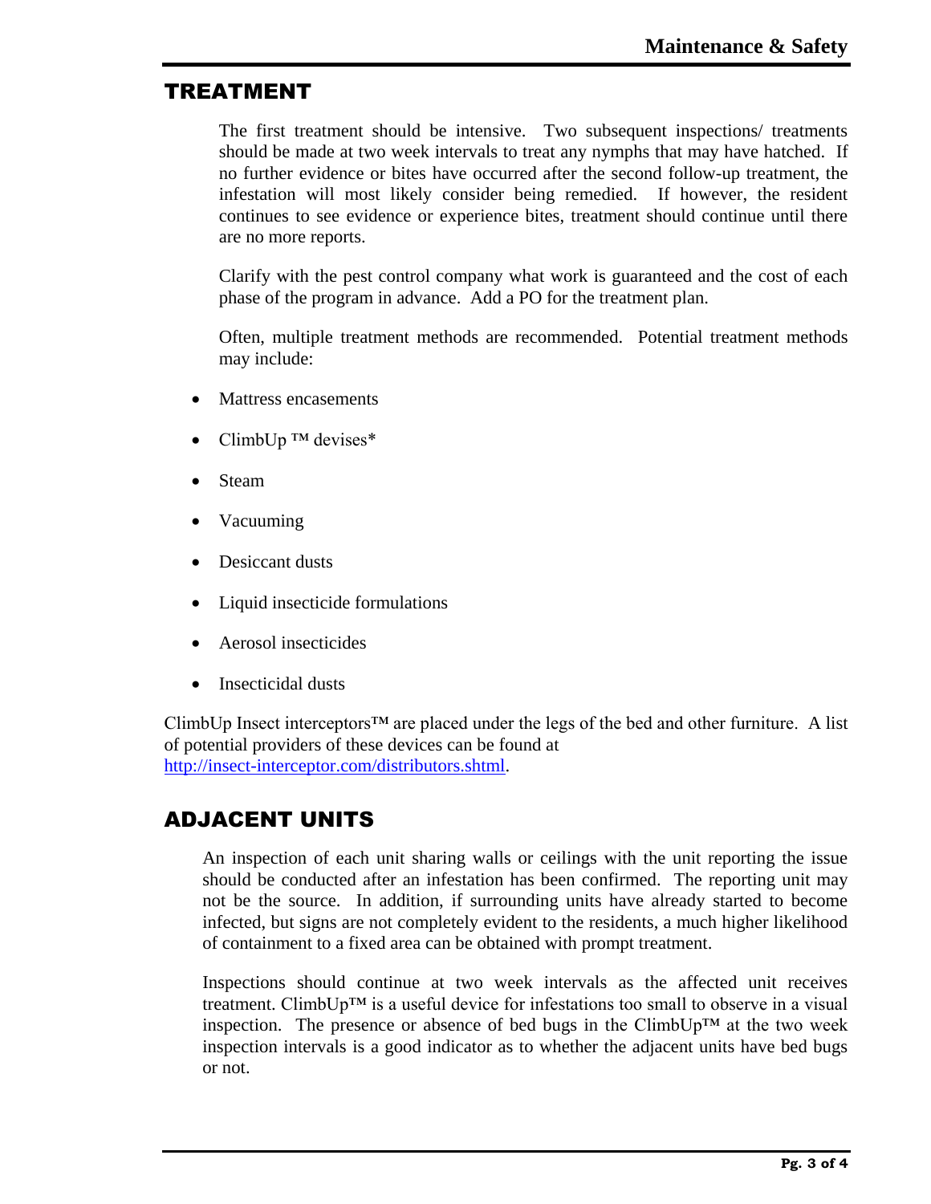## TREATMENT

The first treatment should be intensive. Two subsequent inspections/ treatments should be made at two week intervals to treat any nymphs that may have hatched. If no further evidence or bites have occurred after the second follow-up treatment, the infestation will most likely consider being remedied. If however, the resident continues to see evidence or experience bites, treatment should continue until there are no more reports.

Clarify with the pest control company what work is guaranteed and the cost of each phase of the program in advance. Add a PO for the treatment plan.

Often, multiple treatment methods are recommended. Potential treatment methods may include:

- Mattress encasements
- ClimbUp ™ devises*
- Steam
- Vacuuming
- Desiccant dusts
- Liquid insecticide formulations
- Aerosol insecticides
- Insecticidal dusts

ClimbUp Insect interceptors™ are placed under the legs of the bed and other furniture. A list of potential providers of these devices can be found at http://insect-interceptor.com/distributors.shtml.

## ADJACENT UNITS

An inspection of each unit sharing walls or ceilings with the unit reporting the issue should be conducted after an infestation has been confirmed. The reporting unit may not be the source. In addition, if surrounding units have already started to become infected, but signs are not completely evident to the residents, a much higher likelihood of containment to a fixed area can be obtained with prompt treatment.

Inspections should continue at two week intervals as the affected unit receives treatment. ClimbUp™ is a useful device for infestations too small to observe in a visual inspection. The presence or absence of bed bugs in the ClimbUp™ at the two week inspection intervals is a good indicator as to whether the adjacent units have bed bugs or not.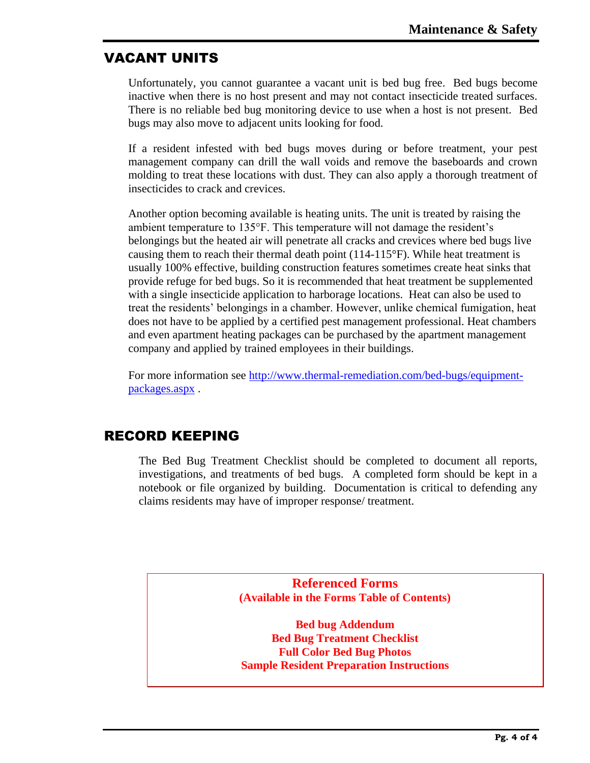## VACANT UNITS

Unfortunately, you cannot guarantee a vacant unit is bed bug free. Bed bugs become inactive when there is no host present and may not contact insecticide treated surfaces. There is no reliable bed bug monitoring device to use when a host is not present. Bed bugs may also move to adjacent units looking for food.

If a resident infested with bed bugs moves during or before treatment, your pest management company can drill the wall voids and remove the baseboards and crown molding to treat these locations with dust. They can also apply a thorough treatment of insecticides to crack and crevices.

Another option becoming available is heating units. The unit is treated by raising the ambient temperature to 135°F. This temperature will not damage the resident's belongings but the heated air will penetrate all cracks and crevices where bed bugs live causing them to reach their thermal death point (114-115°F). While heat treatment is usually 100% effective, building construction features sometimes create heat sinks that provide refuge for bed bugs. So it is recommended that heat treatment be supplemented with a single insecticide application to harborage locations. Heat can also be used to treat the residents' belongings in a chamber. However, unlike chemical fumigation, heat does not have to be applied by a certified pest management professional. Heat chambers and even apartment heating packages can be purchased by the apartment management company and applied by trained employees in their buildings.

For more information see http://www.thermal-remediation.com/bed-bugs/equipment-packages.aspx .

## RECORD KEEPING

The Bed Bug Treatment Checklist should be completed to document all reports, investigations, and treatments of bed bugs. A completed form should be kept in a notebook or file organized by building. Documentation is critical to defending any claims residents may have of improper response/ treatment.

**Referenced Forms**
**(Available in the Forms Table of Contents)**

**Bed bug Addendum**
**Bed Bug Treatment Checklist**
**Full Color Bed Bug Photos**
**Sample Resident Preparation Instructions**